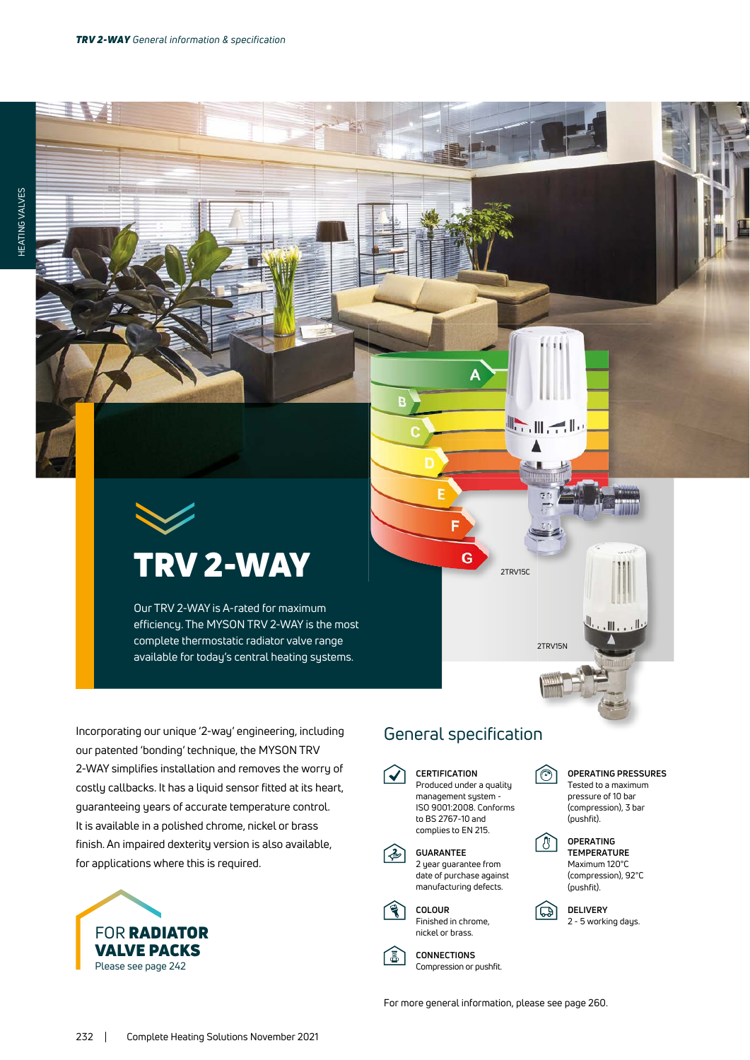# TRV 2-WAY

Our TRV 2-WAY is A-rated for maximum efficiency. The MYSON TRV 2-WAY is the most complete thermostatic radiator valve range available for today's central heating systems.

2TRV15C

2TRV15N

Incorporating our unique '2-way' engineering, including our patented 'bonding' technique, the MYSON TRV 2-WAY simplifies installation and removes the worry of costly callbacks. It has a liquid sensor fitted at its heart, guaranteeing years of accurate temperature control. It is available in a polished chrome, nickel or brass finish. An impaired dexterity version is also available, for applications where this is required.

FOR **RADIATOR VALVE PACKS**
Please see page 242

## General specification

**CERTIFICATION**
Produced under a quality management system - ISO 9001:2008. Conforms to BS 2767-10 and complies to EN 215.

**GUARANTEE**
2 year guarantee from date of purchase against manufacturing defects.

**COLOUR**
Finished in chrome, nickel or brass.

**CONNECTIONS**
Compression or pushfit.

**OPERATING PRESSURES**
Tested to a maximum pressure of 10 bar (compression), 3 bar (pushfit).

**OPERATING TEMPERATURE**
Maximum 120°C (compression), 92°C (pushfit).

**DELIVERY**
2 - 5 working days.

For more general information, please see page 260.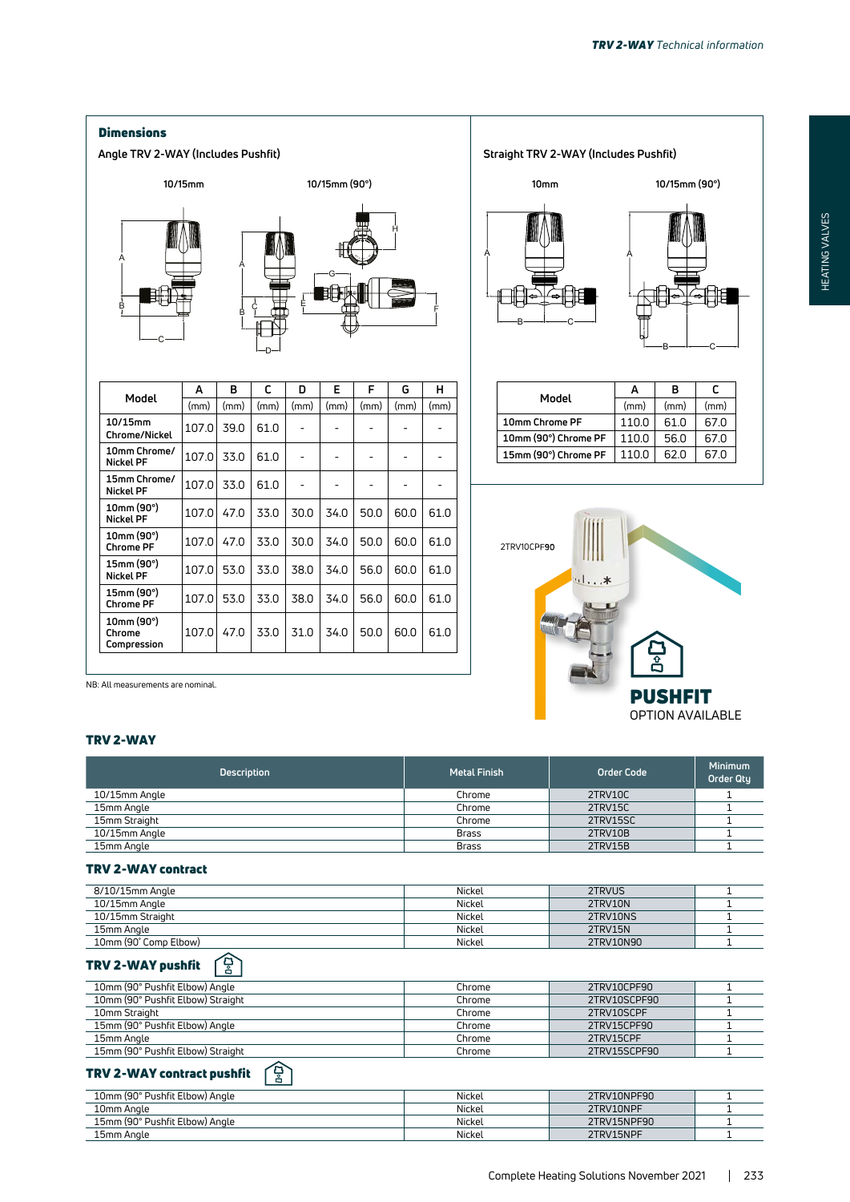## Dimensions

### Angle TRV 2-WAY (Includes Pushfit)

10/15mm

10/15mm (90°)

| Model | A (mm) | B (mm) | C (mm) | D (mm) | E (mm) | F (mm) | G (mm) | H (mm) |
|---|---|---|---|---|---|---|---|---|
| 10/15mm Chrome/Nickel | 107.0 | 39.0 | 61.0 | - | - | - | - | - |
| 10mm Chrome/ Nickel PF | 107.0 | 33.0 | 61.0 | - | - | - | - | - |
| 15mm Chrome/ Nickel PF | 107.0 | 33.0 | 61.0 | - | - | - | - | - |
| 10mm (90°) Nickel PF | 107.0 | 47.0 | 33.0 | 30.0 | 34.0 | 50.0 | 60.0 | 61.0 |
| 10mm (90°) Chrome PF | 107.0 | 47.0 | 33.0 | 30.0 | 34.0 | 50.0 | 60.0 | 61.0 |
| 15mm (90°) Nickel PF | 107.0 | 53.0 | 33.0 | 38.0 | 34.0 | 56.0 | 60.0 | 61.0 |
| 15mm (90°) Chrome PF | 107.0 | 53.0 | 33.0 | 38.0 | 34.0 | 56.0 | 60.0 | 61.0 |
| 10mm (90°) Chrome Compression | 107.0 | 47.0 | 33.0 | 31.0 | 34.0 | 50.0 | 60.0 | 61.0 |

### Straight TRV 2-WAY (Includes Pushfit)

10mm

10/15mm (90°)

| Model | A (mm) | B (mm) | C (mm) |
|---|---|---|---|
| 10mm Chrome PF | 110.0 | 61.0 | 67.0 |
| 10mm (90°) Chrome PF | 110.0 | 56.0 | 67.0 |
| 15mm (90°) Chrome PF | 110.0 | 62.0 | 67.0 |

NB: All measurements are nominal.

2TRV10CPF90

**PUSHFIT**
OPTION AVAILABLE

## TRV 2-WAY

| Description | Metal Finish | Order Code | Minimum Order Qty |
|---|---|---|---|
| 10/15mm Angle | Chrome | 2TRV10C | 1 |
| 15mm Angle | Chrome | 2TRV15C | 1 |
| 15mm Straight | Chrome | 2TRV15SC | 1 |
| 10/15mm Angle | Brass | 2TRV10B | 1 |
| 15mm Angle | Brass | 2TRV15B | 1 |

## TRV 2-WAY contract

| | | | |
|---|---|---|---|
| 8/10/15mm Angle | Nickel | 2TRVUS | 1 |
| 10/15mm Angle | Nickel | 2TRV10N | 1 |
| 10/15mm Straight | Nickel | 2TRV10NS | 1 |
| 15mm Angle | Nickel | 2TRV15N | 1 |
| 10mm (90° Comp Elbow) | Nickel | 2TRV10N90 | 1 |

## TRV 2-WAY pushfit

| | | | |
|---|---|---|---|
| 10mm (90° Pushfit Elbow) Angle | Chrome | 2TRV10CPF90 | 1 |
| 10mm (90° Pushfit Elbow) Straight | Chrome | 2TRV10SCPF90 | 1 |
| 10mm Straight | Chrome | 2TRV10SCPF | 1 |
| 15mm (90° Pushfit Elbow) Angle | Chrome | 2TRV15CPF90 | 1 |
| 15mm Angle | Chrome | 2TRV15CPF | 1 |
| 15mm (90° Pushfit Elbow) Straight | Chrome | 2TRV15SCPF90 | 1 |

## TRV 2-WAY contract pushfit

| | | | |
|---|---|---|---|
| 10mm (90° Pushfit Elbow) Angle | Nickel | 2TRV10NPF90 | 1 |
| 10mm Angle | Nickel | 2TRV10NPF | 1 |
| 15mm (90° Pushfit Elbow) Angle | Nickel | 2TRV15NPF90 | 1 |
| 15mm Angle | Nickel | 2TRV15NPF | 1 |